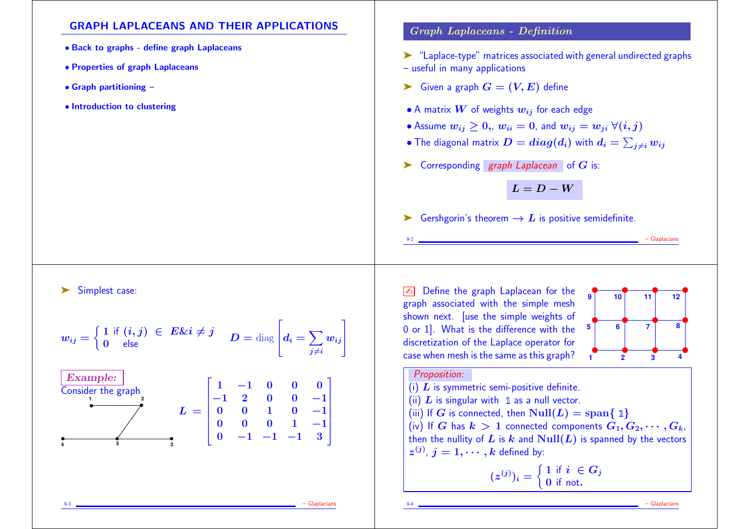# GRAPH LAPLACEANS AND THEIR APPLICATIONS

- Back to graphs - define graph Laplaceans
- Properties of graph Laplaceans
- Graph partitioning –
- Introduction to clustering

## Graph Laplaceans - Definition

➤ "Laplace-type" matrices associated with general undirected graphs – useful in many applications

➤ Given a graph $G = (V, E)$ define

- A matrix $W$ of weights $w_{ij}$ for each edge
- Assume $w_{ij} \geq 0,$, $w_{ii} = 0$, and $w_{ij} = w_{ji} \ \forall (i, j)$
- The diagonal matrix $D = diag(d_i)$ with $d_i = \sum_{j \neq i} w_{ij}$

➤ Corresponding *graph Laplacean* of $G$ is:

$$L = D - W$$

➤ Gershgorin's theorem $\rightarrow$ $L$ is positive semidefinite.

---

➤ Simplest case:

$$w_{ij} = \begin{cases} 1 \text{ if } (i,j) \ \in \ E \& i \neq j \\ 0 \quad \text{else} \end{cases} \qquad D = \text{diag}\left[ d_i = \sum_{j \neq i} w_{ij} \right]$$

***Example:***

Consider the graph

$$L = \begin{bmatrix} 1 & -1 & 0 & 0 & 0 \\ -1 & 2 & 0 & 0 & -1 \\ 0 & 0 & 1 & 0 & -1 \\ 0 & 0 & 0 & 1 & -1 \\ 0 & -1 & -1 & -1 & 3 \end{bmatrix}$$

---

✍ Define the graph Laplacean for the graph associated with the simple mesh shown next. [use the simple weights of 0 or 1]. What is the difference with the discretization of the Laplace operator for case when mesh is the same as this graph?

*Proposition:*

(i) $L$ is symmetric semi-positive definite.

(ii) $L$ is singular with $\mathbb{1}$ as a null vector.

(iii) If $G$ is connected, then $\text{Null}(L) = \text{span}\{\ \mathbb{1}\}$

(iv) If $G$ has $k > 1$ connected components $G_1, G_2, \cdots, G_k$, then the nullity of $L$ is $k$ and $\text{Null}(L)$ is spanned by the vectors $z^{(j)}$, $j = 1, \cdots, k$ defined by:

$$(z^{(j)})_i = \begin{cases} 1 \text{ if } i \ \in G_j \\ 0 \text{ if not.} \end{cases}$$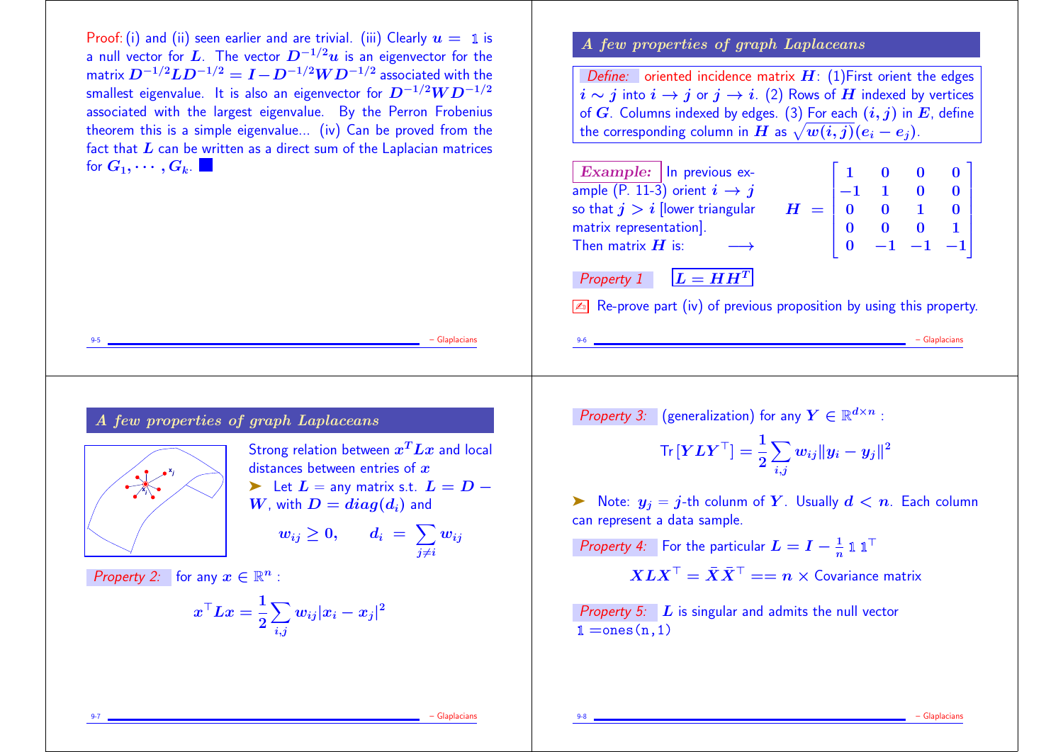Proof: (i) and (ii) seen earlier and are trivial. (iii) Clearly $u = \mathbb{1}$ is a null vector for $L$. The vector $D^{-1/2}u$ is an eigenvector for the matrix $D^{-1/2}LD^{-1/2} = I - D^{-1/2}WD^{-1/2}$ associated with the smallest eigenvalue. It is also an eigenvector for $D^{-1/2}WD^{-1/2}$ associated with the largest eigenvalue. By the Perron Frobenius theorem this is a simple eigenvalue... (iv) Can be proved from the fact that $L$ can be written as a direct sum of the Laplacian matrices for $G_1, \cdots, G_k$. ∎

## A few properties of graph Laplaceans

*Define:* oriented incidence matrix $H$: (1)First orient the edges $i \sim j$ into $i \to j$ or $j \to i$. (2) Rows of $H$ indexed by vertices of $G$. Columns indexed by edges. (3) For each $(i, j)$ in $E$, define the corresponding column in $H$ as $\sqrt{w(i,j)}(e_i - e_j)$.

**Example:** In previous example (P. 11-3) orient $i \to j$ so that $j > i$ [lower triangular matrix representation]. Then matrix $H$ is: $\longrightarrow$

$$H = \begin{bmatrix} 1 & 0 & 0 & 0 \\ -1 & 1 & 0 & 0 \\ 0 & 0 & 1 & 0 \\ 0 & 0 & 0 & 1 \\ 0 & -1 & -1 & -1 \end{bmatrix}$$

*Property 1* $\boxed{L = HH^T}$

✍ Re-prove part (iv) of previous proposition by using this property.

## A few properties of graph Laplaceans

Strong relation between $x^T L x$ and local distances between entries of $x$

➤ Let $L$ = any matrix s.t. $L = D - W$, with $D = diag(d_i)$ and

$$w_{ij} \geq 0, \qquad d_i = \sum_{j \neq i} w_{ij}$$

*Property 2:* for any $x \in \mathbb{R}^n$ :

$$x^\top L x = \frac{1}{2} \sum_{i,j} w_{ij} |x_i - x_j|^2$$

*Property 3:* (generalization) for any $Y \in \mathbb{R}^{d \times n}$ :

$$\text{Tr}\,[YLY^\top] = \frac{1}{2} \sum_{i,j} w_{ij} \|y_i - y_j\|^2$$

➤ Note: $y_j$ = $j$-th column of $Y$. Usually $d < n$. Each column can represent a data sample.

*Property 4:* For the particular $L = I - \frac{1}{n} \mathbb{1}\mathbb{1}^\top$

$$XLX^\top = \bar{X}\bar{X}^\top == n \times \text{Covariance matrix}$$

*Property 5:* $L$ is singular and admits the null vector $\mathbb{1}$ =`ones(n,1)`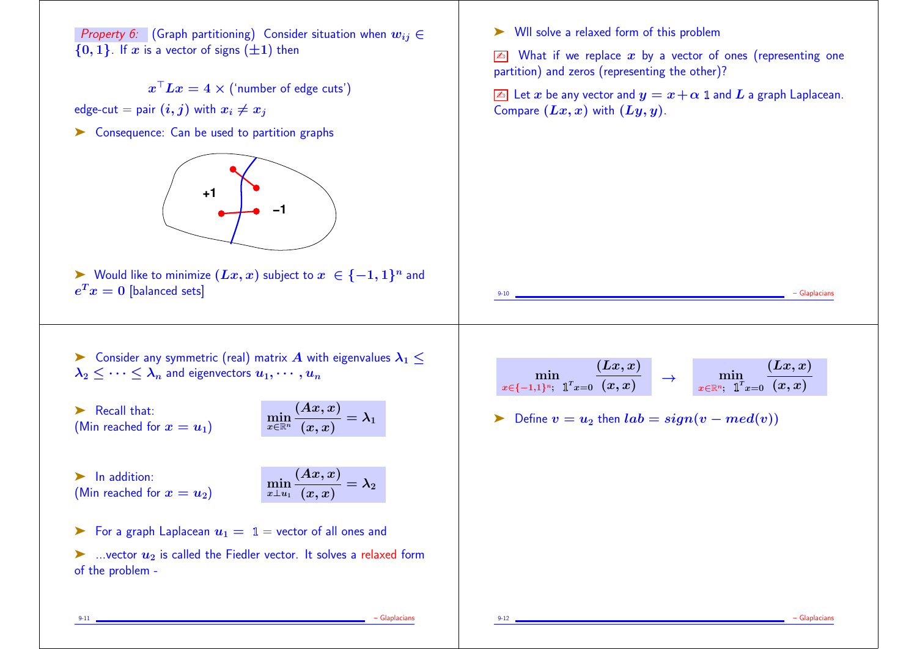*Property 6:* (Graph partitioning) Consider situation when $w_{ij} \in \{0, 1\}$. If $x$ is a vector of signs ($\pm 1$) then

$$x^\top L x = 4 \times (\text{'number of edge cuts'})$$

edge-cut = pair $(i, j)$ with $x_i \neq x_j$

➤ Consequence: Can be used to partition graphs

➤ Would like to minimize $(Lx, x)$ subject to $x \in \{-1, 1\}^n$ and $e^T x = 0$ [balanced sets]

➤ Wll solve a relaxed form of this problem

✍ What if we replace $x$ by a vector of ones (representing one partition) and zeros (representing the other)?

✍ Let $x$ be any vector and $y = x + \alpha \mathbb{1}$ and $L$ a graph Laplacean. Compare $(Lx, x)$ with $(Ly, y)$.

---

➤ Consider any symmetric (real) matrix $A$ with eigenvalues $\lambda_1 \leq \lambda_2 \leq \cdots \leq \lambda_n$ and eigenvectors $u_1, \cdots, u_n$

➤ Recall that:
(Min reached for $x = u_1$)

$$\min_{x \in \mathbb{R}^n} \frac{(Ax, x)}{(x, x)} = \lambda_1$$

➤ In addition:
(Min reached for $x = u_2$)

$$\min_{x \perp u_1} \frac{(Ax, x)}{(x, x)} = \lambda_2$$

➤ For a graph Laplacean $u_1 = \mathbb{1}$ = vector of all ones and

➤ ...vector $u_2$ is called the Fiedler vector. It solves a relaxed form of the problem -

$$\min_{x \in \{-1,1\}^n;\ \mathbb{1}^T x = 0} \frac{(Lx, x)}{(x, x)} \quad \rightarrow \quad \min_{x \in \mathbb{R}^n;\ \mathbb{1}^T x = 0} \frac{(Lx, x)}{(x, x)}$$

➤ Define $v = u_2$ then $lab = sign(v - med(v))$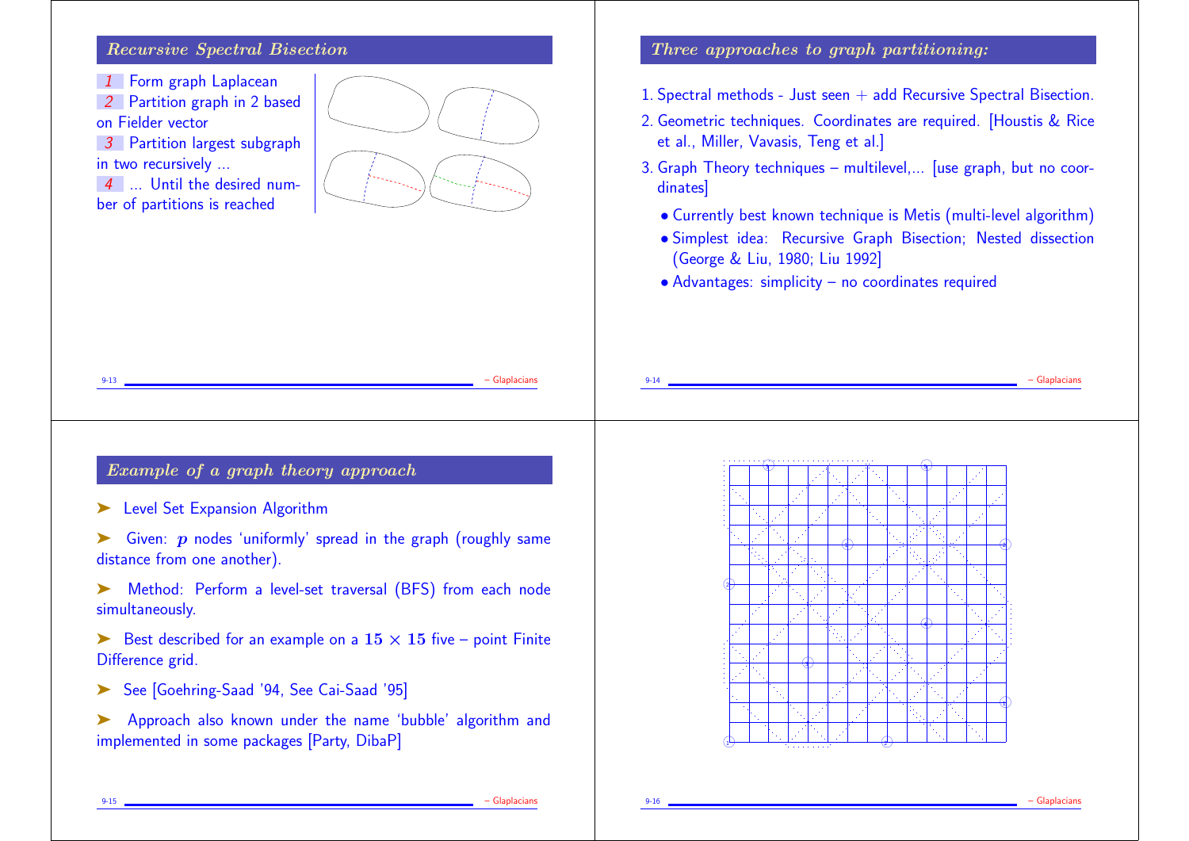## Recursive Spectral Bisection

1. Form graph Laplacean
2. Partition graph in 2 based on Fielder vector
3. Partition largest subgraph in two recursively ...
4. ... Until the desired number of partitions is reached

## Three approaches to graph partitioning:

1. Spectral methods - Just seen + add Recursive Spectral Bisection.
2. Geometric techniques. Coordinates are required. [Houstis & Rice et al., Miller, Vavasis, Teng et al.]
3. Graph Theory techniques – multilevel,... [use graph, but no coordinates]
   - Currently best known technique is Metis (multi-level algorithm)
   - Simplest idea: Recursive Graph Bisection; Nested dissection (George & Liu, 1980; Liu 1992]
   - Advantages: simplicity – no coordinates required

## Example of a graph theory approach

➤ Level Set Expansion Algorithm

➤ Given: $p$ nodes 'uniformly' spread in the graph (roughly same distance from one another).

➤ Method: Perform a level-set traversal (BFS) from each node simultaneously.

➤ Best described for an example on a $15 \times 15$ five – point Finite Difference grid.

➤ See [Goehring-Saad '94, See Cai-Saad '95]

➤ Approach also known under the name 'bubble' algorithm and implemented in some packages [Party, DibaP]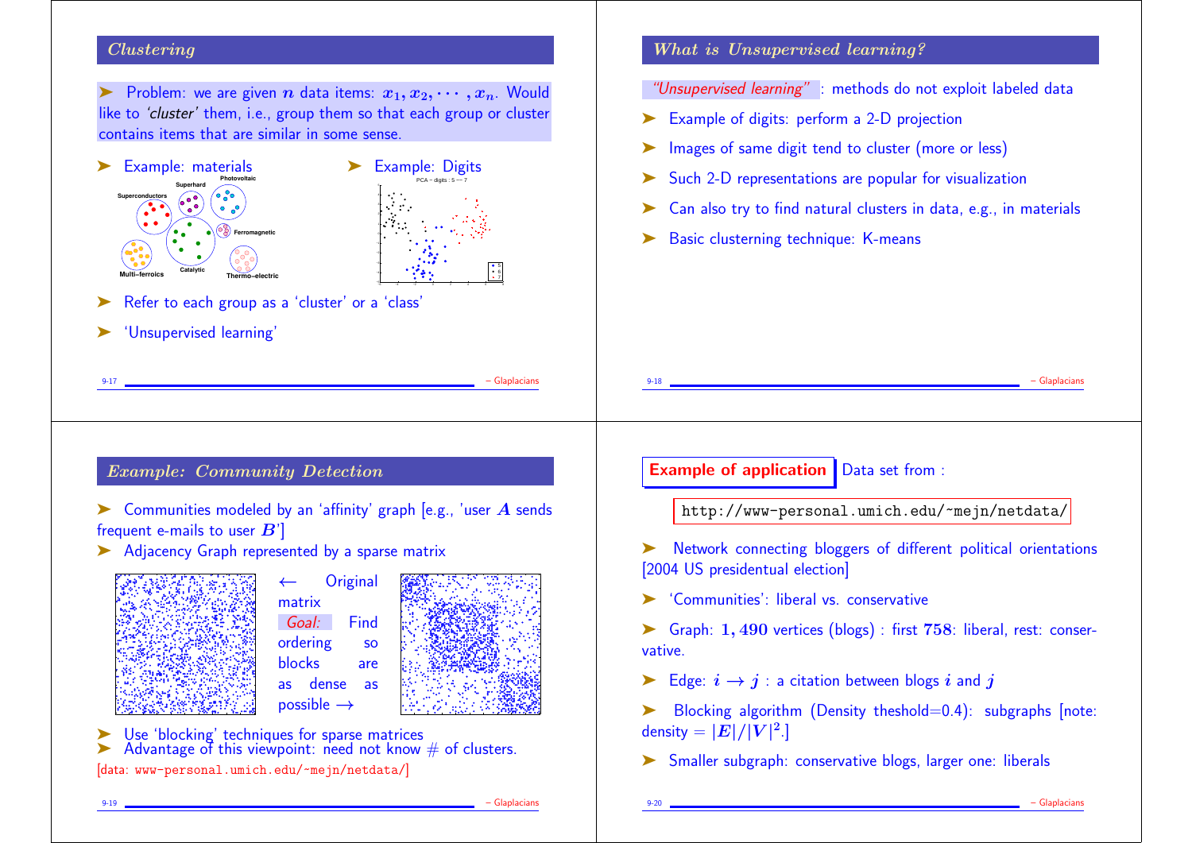## Clustering

➤ Problem: we are given $n$ data items: $x_1, x_2, \cdots, x_n$. Would like to *'cluster'* them, i.e., group them so that each group or cluster contains items that are similar in some sense.

➤ Example: materials

Superconductors
Superhard
Photovoltaic
Ferromagnetic
Multi–ferroics
Catalytic
Thermo–electric

➤ Example: Digits

PCA – digits : 5 — 7

➤ Refer to each group as a 'cluster' or a 'class'

➤ 'Unsupervised learning'

## What is Unsupervised learning?

*"Unsupervised learning"* : methods do not exploit labeled data

➤ Example of digits: perform a 2-D projection

➤ Images of same digit tend to cluster (more or less)

➤ Such 2-D representations are popular for visualization

➤ Can also try to find natural clusters in data, e.g., in materials

➤ Basic clusterning technique: K-means

## Example: Community Detection

➤ Communities modeled by an 'affinity' graph [e.g., 'user $A$ sends frequent e-mails to user $B$']

➤ Adjacency Graph represented by a sparse matrix

← Original matrix *Goal:* Find ordering so blocks are as dense as possible →

➤ Use 'blocking' techniques for sparse matrices

➤ Advantage of this viewpoint: need not know # of clusters.

[data: www-personal.umich.edu/~mejn/netdata/]

## Example of application

Data set from :

```
http://www-personal.umich.edu/~mejn/netdata/
```

➤ Network connecting bloggers of different political orientations [2004 US presidentual election]

➤ 'Communities': liberal vs. conservative

➤ Graph: $1,490$ vertices (blogs) : first $758$: liberal, rest: conservative.

➤ Edge: $i \rightarrow j$ : a citation between blogs $i$ and $j$

➤ Blocking algorithm (Density theshold=0.4): subgraphs [note: density = $|E|/|V|^2$.]

➤ Smaller subgraph: conservative blogs, larger one: liberals